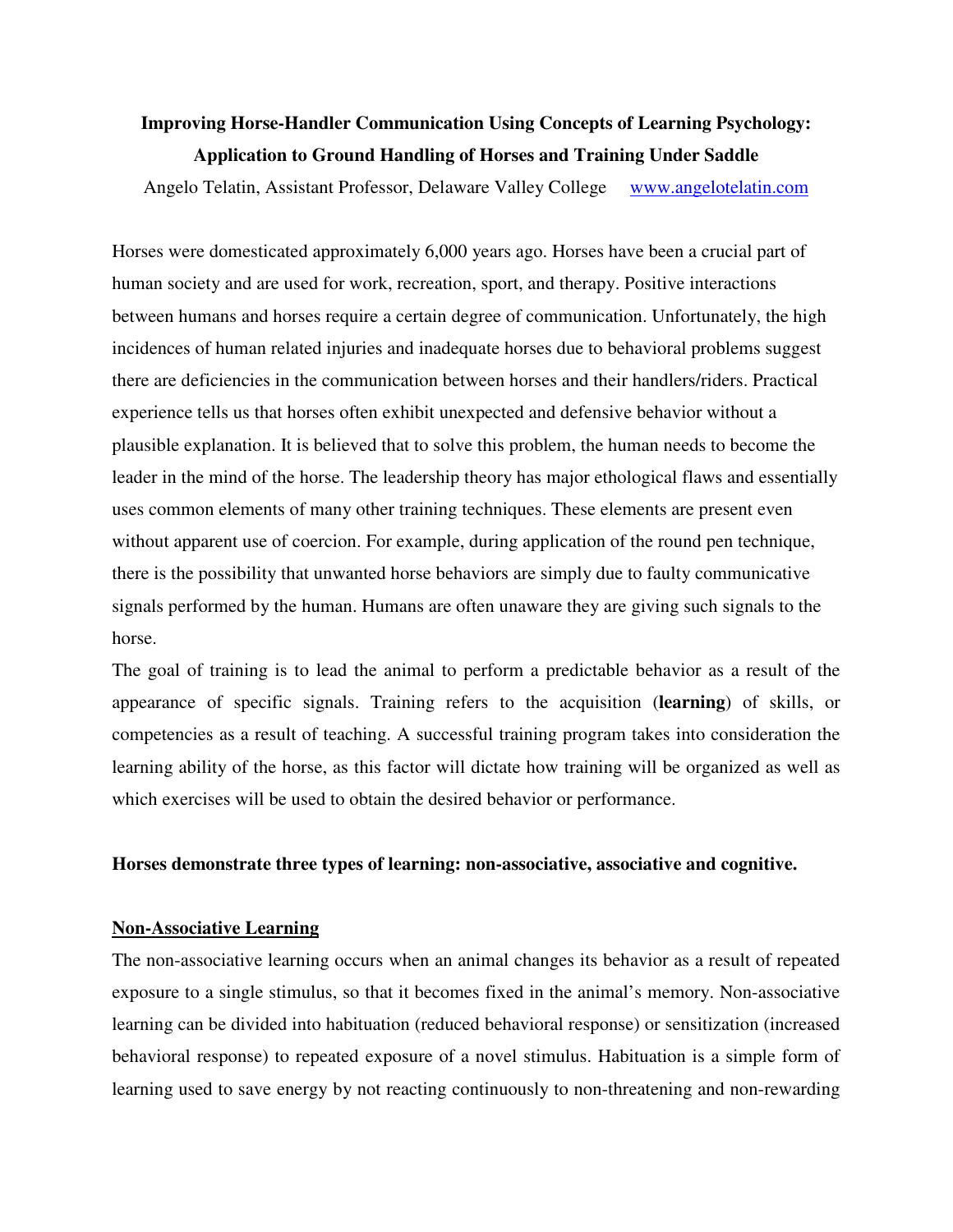# Improving Horse-Handler Communication Using Concepts of Learning Psychology: Application to Ground Handling of Horses and Training Under Saddle

Angelo Telatin, Assistant Professor, Delaware Valley College www.angelotelatin.com

Horses were domesticated approximately 6,000 years ago. Horses have been a crucial part of human society and are used for work, recreation, sport, and therapy. Positive interactions between humans and horses require a certain degree of communication. Unfortunately, the high incidences of human related injuries and inadequate horses due to behavioral problems suggest there are deficiencies in the communication between horses and their handlers/riders. Practical experience tells us that horses often exhibit unexpected and defensive behavior without a plausible explanation. It is believed that to solve this problem, the human needs to become the leader in the mind of the horse. The leadership theory has major ethological flaws and essentially uses common elements of many other training techniques. These elements are present even without apparent use of coercion. For example, during application of the round pen technique, there is the possibility that unwanted horse behaviors are simply due to faulty communicative signals performed by the human. Humans are often unaware they are giving such signals to the horse.

The goal of training is to lead the animal to perform a predictable behavior as a result of the appearance of specific signals. Training refers to the acquisition (**learning**) of skills, or competencies as a result of teaching. A successful training program takes into consideration the learning ability of the horse, as this factor will dictate how training will be organized as well as which exercises will be used to obtain the desired behavior or performance.

**Horses demonstrate three types of learning: non-associative, associative and cognitive.**

## Non-Associative Learning

The non-associative learning occurs when an animal changes its behavior as a result of repeated exposure to a single stimulus, so that it becomes fixed in the animal's memory. Non-associative learning can be divided into habituation (reduced behavioral response) or sensitization (increased behavioral response) to repeated exposure of a novel stimulus. Habituation is a simple form of learning used to save energy by not reacting continuously to non-threatening and non-rewarding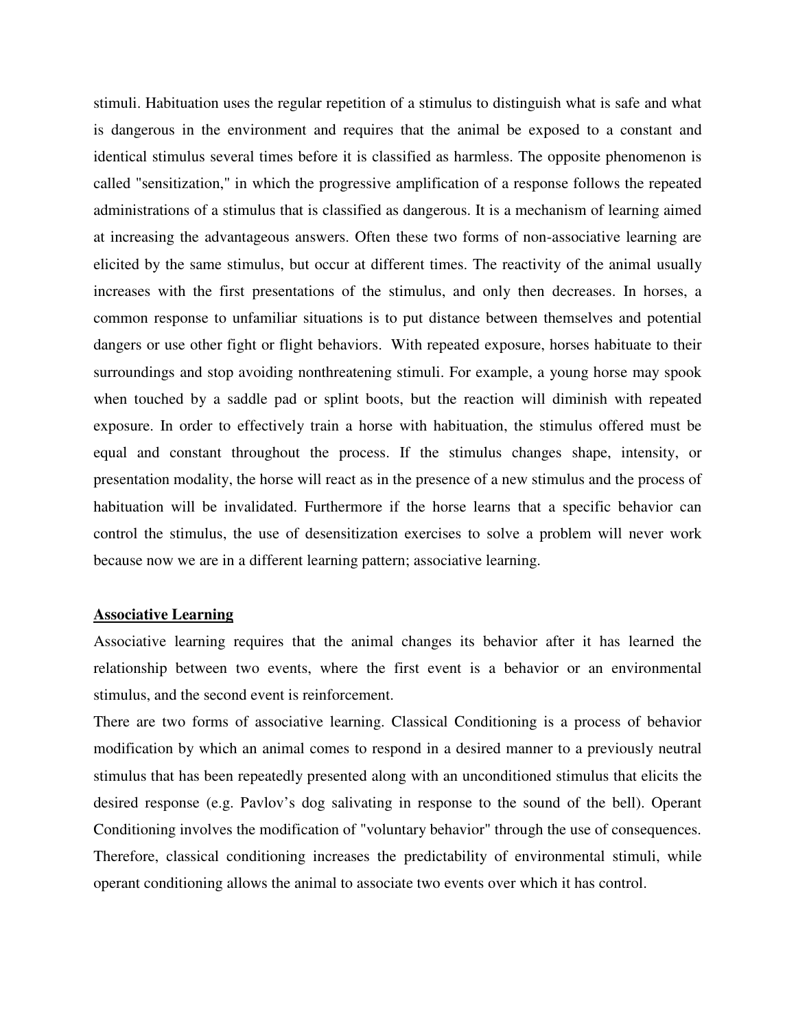stimuli. Habituation uses the regular repetition of a stimulus to distinguish what is safe and what is dangerous in the environment and requires that the animal be exposed to a constant and identical stimulus several times before it is classified as harmless. The opposite phenomenon is called "sensitization," in which the progressive amplification of a response follows the repeated administrations of a stimulus that is classified as dangerous. It is a mechanism of learning aimed at increasing the advantageous answers. Often these two forms of non-associative learning are elicited by the same stimulus, but occur at different times. The reactivity of the animal usually increases with the first presentations of the stimulus, and only then decreases. In horses, a common response to unfamiliar situations is to put distance between themselves and potential dangers or use other fight or flight behaviors. With repeated exposure, horses habituate to their surroundings and stop avoiding nonthreatening stimuli. For example, a young horse may spook when touched by a saddle pad or splint boots, but the reaction will diminish with repeated exposure. In order to effectively train a horse with habituation, the stimulus offered must be equal and constant throughout the process. If the stimulus changes shape, intensity, or presentation modality, the horse will react as in the presence of a new stimulus and the process of habituation will be invalidated. Furthermore if the horse learns that a specific behavior can control the stimulus, the use of desensitization exercises to solve a problem will never work because now we are in a different learning pattern; associative learning.

## Associative Learning

Associative learning requires that the animal changes its behavior after it has learned the relationship between two events, where the first event is a behavior or an environmental stimulus, and the second event is reinforcement.

There are two forms of associative learning. Classical Conditioning is a process of behavior modification by which an animal comes to respond in a desired manner to a previously neutral stimulus that has been repeatedly presented along with an unconditioned stimulus that elicits the desired response (e.g. Pavlov's dog salivating in response to the sound of the bell). Operant Conditioning involves the modification of "voluntary behavior" through the use of consequences. Therefore, classical conditioning increases the predictability of environmental stimuli, while operant conditioning allows the animal to associate two events over which it has control.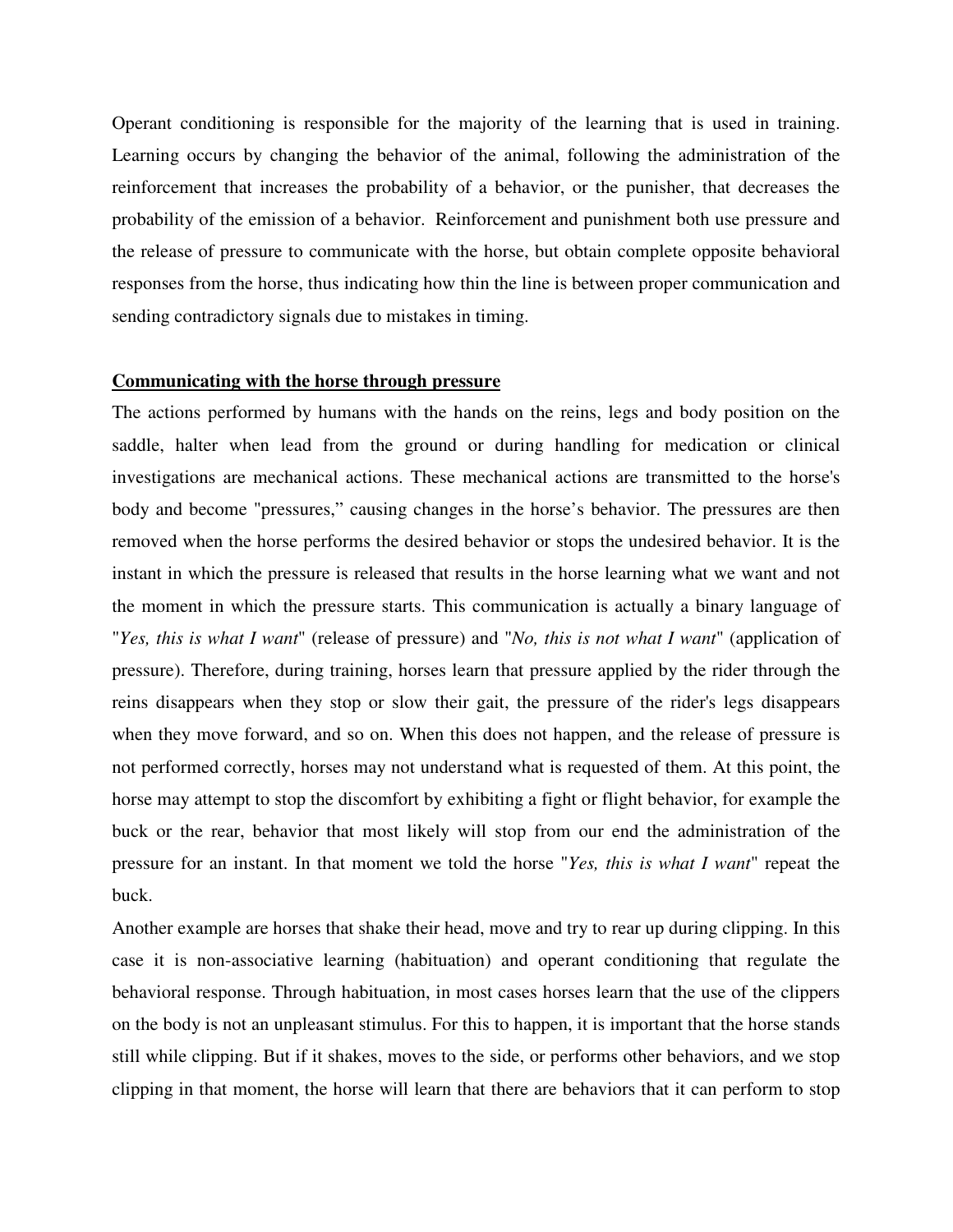Operant conditioning is responsible for the majority of the learning that is used in training. Learning occurs by changing the behavior of the animal, following the administration of the reinforcement that increases the probability of a behavior, or the punisher, that decreases the probability of the emission of a behavior. Reinforcement and punishment both use pressure and the release of pressure to communicate with the horse, but obtain complete opposite behavioral responses from the horse, thus indicating how thin the line is between proper communication and sending contradictory signals due to mistakes in timing.

**Communicating with the horse through pressure**

The actions performed by humans with the hands on the reins, legs and body position on the saddle, halter when lead from the ground or during handling for medication or clinical investigations are mechanical actions. These mechanical actions are transmitted to the horse's body and become "pressures," causing changes in the horse's behavior. The pressures are then removed when the horse performs the desired behavior or stops the undesired behavior. It is the instant in which the pressure is released that results in the horse learning what we want and not the moment in which the pressure starts. This communication is actually a binary language of "*Yes, this is what I want*" (release of pressure) and "*No, this is not what I want*" (application of pressure). Therefore, during training, horses learn that pressure applied by the rider through the reins disappears when they stop or slow their gait, the pressure of the rider's legs disappears when they move forward, and so on. When this does not happen, and the release of pressure is not performed correctly, horses may not understand what is requested of them. At this point, the horse may attempt to stop the discomfort by exhibiting a fight or flight behavior, for example the buck or the rear, behavior that most likely will stop from our end the administration of the pressure for an instant. In that moment we told the horse "*Yes, this is what I want*" repeat the buck.

Another example are horses that shake their head, move and try to rear up during clipping. In this case it is non-associative learning (habituation) and operant conditioning that regulate the behavioral response. Through habituation, in most cases horses learn that the use of the clippers on the body is not an unpleasant stimulus. For this to happen, it is important that the horse stands still while clipping. But if it shakes, moves to the side, or performs other behaviors, and we stop clipping in that moment, the horse will learn that there are behaviors that it can perform to stop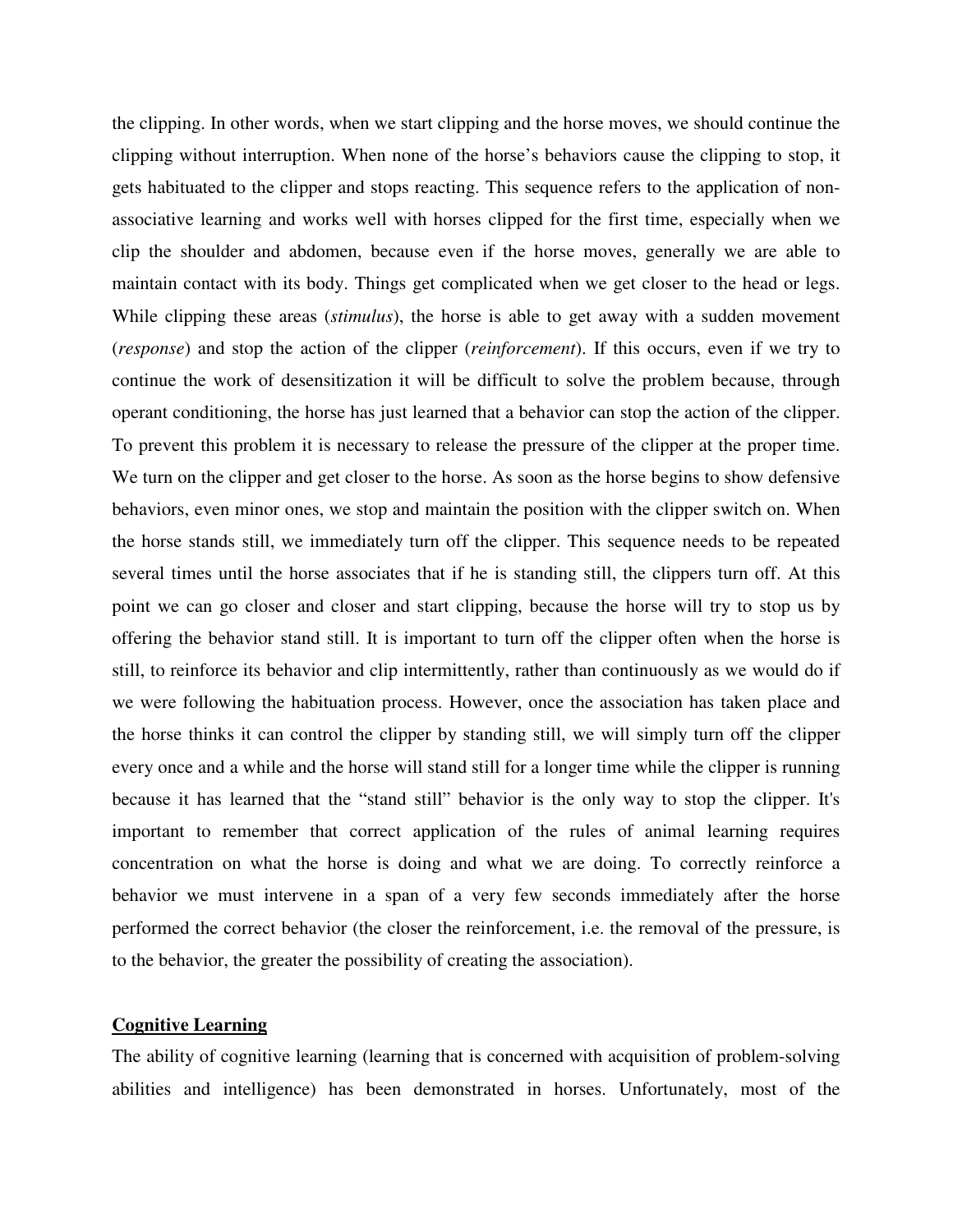the clipping. In other words, when we start clipping and the horse moves, we should continue the clipping without interruption. When none of the horse's behaviors cause the clipping to stop, it gets habituated to the clipper and stops reacting. This sequence refers to the application of non-associative learning and works well with horses clipped for the first time, especially when we clip the shoulder and abdomen, because even if the horse moves, generally we are able to maintain contact with its body. Things get complicated when we get closer to the head or legs. While clipping these areas (*stimulus*), the horse is able to get away with a sudden movement (*response*) and stop the action of the clipper (*reinforcement*). If this occurs, even if we try to continue the work of desensitization it will be difficult to solve the problem because, through operant conditioning, the horse has just learned that a behavior can stop the action of the clipper. To prevent this problem it is necessary to release the pressure of the clipper at the proper time. We turn on the clipper and get closer to the horse. As soon as the horse begins to show defensive behaviors, even minor ones, we stop and maintain the position with the clipper switch on. When the horse stands still, we immediately turn off the clipper. This sequence needs to be repeated several times until the horse associates that if he is standing still, the clippers turn off. At this point we can go closer and closer and start clipping, because the horse will try to stop us by offering the behavior stand still. It is important to turn off the clipper often when the horse is still, to reinforce its behavior and clip intermittently, rather than continuously as we would do if we were following the habituation process. However, once the association has taken place and the horse thinks it can control the clipper by standing still, we will simply turn off the clipper every once and a while and the horse will stand still for a longer time while the clipper is running because it has learned that the "stand still" behavior is the only way to stop the clipper. It's important to remember that correct application of the rules of animal learning requires concentration on what the horse is doing and what we are doing. To correctly reinforce a behavior we must intervene in a span of a very few seconds immediately after the horse performed the correct behavior (the closer the reinforcement, i.e. the removal of the pressure, is to the behavior, the greater the possibility of creating the association).

## Cognitive Learning

The ability of cognitive learning (learning that is concerned with acquisition of problem-solving abilities and intelligence) has been demonstrated in horses. Unfortunately, most of the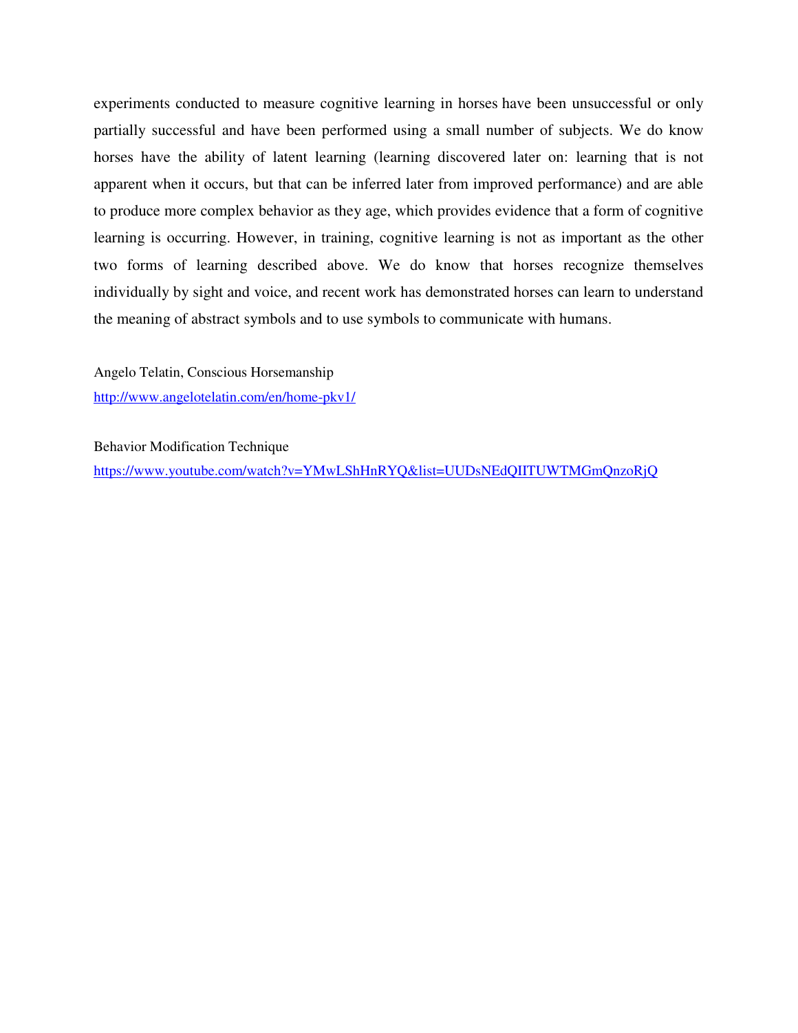experiments conducted to measure cognitive learning in horses have been unsuccessful or only partially successful and have been performed using a small number of subjects. We do know horses have the ability of latent learning (learning discovered later on: learning that is not apparent when it occurs, but that can be inferred later from improved performance) and are able to produce more complex behavior as they age, which provides evidence that a form of cognitive learning is occurring. However, in training, cognitive learning is not as important as the other two forms of learning described above. We do know that horses recognize themselves individually by sight and voice, and recent work has demonstrated horses can learn to understand the meaning of abstract symbols and to use symbols to communicate with humans.

Angelo Telatin, Conscious Horsemanship
http://www.angelotelatin.com/en/home-pkv1/

Behavior Modification Technique
https://www.youtube.com/watch?v=YMwLShHnRYQ&list=UUDsNEdQIITUWTMGmQnzoRjQ